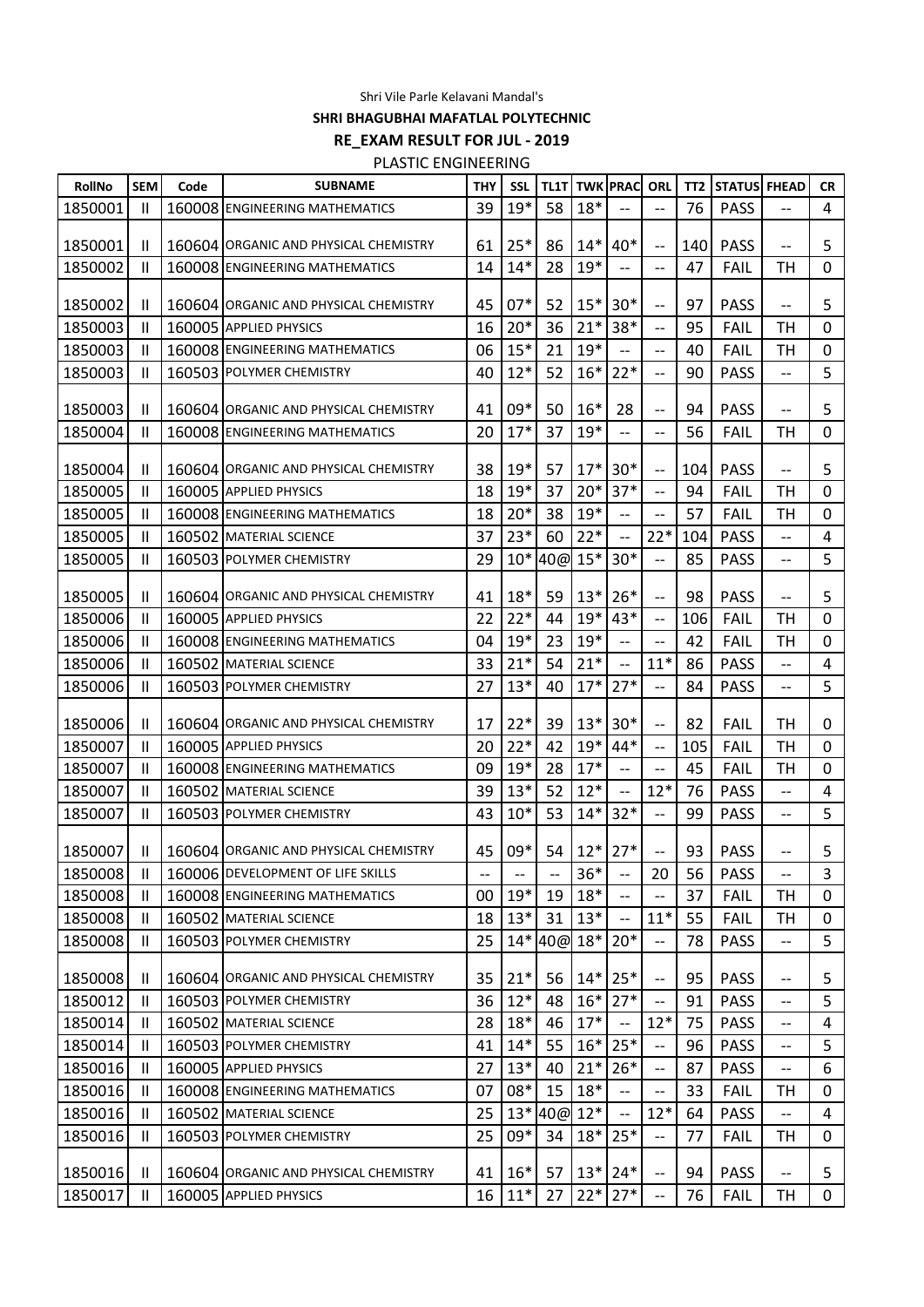Shri Vile Parle Kelavani Mandal's

**SHRI BHAGUBHAI MAFATLAL POLYTECHNIC**

**RE_EXAM RESULT FOR JUL - 2019**

PLASTIC ENGINEERING

| RollNo | SEM | Code | SUBNAME | THY | SSL | TL1T | TWK | PRAC | ORL | TT2 | STATUS | FHEAD | CR |
|---|---|---|---|---|---|---|---|---|---|---|---|---|---|
| 1850001 | II | 160008 | ENGINEERING MATHEMATICS | 39 | 19* | 58 | 18* | -- | -- | 76 | PASS | -- | 4 |
| 1850001 | II | 160604 | ORGANIC AND PHYSICAL CHEMISTRY | 61 | 25* | 86 | 14* | 40* | -- | 140 | PASS | -- | 5 |
| 1850002 | II | 160008 | ENGINEERING MATHEMATICS | 14 | 14* | 28 | 19* | -- | -- | 47 | FAIL | TH | 0 |
| 1850002 | II | 160604 | ORGANIC AND PHYSICAL CHEMISTRY | 45 | 07* | 52 | 15* | 30* | -- | 97 | PASS | -- | 5 |
| 1850003 | II | 160005 | APPLIED PHYSICS | 16 | 20* | 36 | 21* | 38* | -- | 95 | FAIL | TH | 0 |
| 1850003 | II | 160008 | ENGINEERING MATHEMATICS | 06 | 15* | 21 | 19* | -- | -- | 40 | FAIL | TH | 0 |
| 1850003 | II | 160503 | POLYMER CHEMISTRY | 40 | 12* | 52 | 16* | 22* | -- | 90 | PASS | -- | 5 |
| 1850003 | II | 160604 | ORGANIC AND PHYSICAL CHEMISTRY | 41 | 09* | 50 | 16* | 28 | -- | 94 | PASS | -- | 5 |
| 1850004 | II | 160008 | ENGINEERING MATHEMATICS | 20 | 17* | 37 | 19* | -- | -- | 56 | FAIL | TH | 0 |
| 1850004 | II | 160604 | ORGANIC AND PHYSICAL CHEMISTRY | 38 | 19* | 57 | 17* | 30* | -- | 104 | PASS | -- | 5 |
| 1850005 | II | 160005 | APPLIED PHYSICS | 18 | 19* | 37 | 20* | 37* | -- | 94 | FAIL | TH | 0 |
| 1850005 | II | 160008 | ENGINEERING MATHEMATICS | 18 | 20* | 38 | 19* | -- | -- | 57 | FAIL | TH | 0 |
| 1850005 | II | 160502 | MATERIAL SCIENCE | 37 | 23* | 60 | 22* | -- | 22* | 104 | PASS | -- | 4 |
| 1850005 | II | 160503 | POLYMER CHEMISTRY | 29 | 10* | 40@ | 15* | 30* | -- | 85 | PASS | -- | 5 |
| 1850005 | II | 160604 | ORGANIC AND PHYSICAL CHEMISTRY | 41 | 18* | 59 | 13* | 26* | -- | 98 | PASS | -- | 5 |
| 1850006 | II | 160005 | APPLIED PHYSICS | 22 | 22* | 44 | 19* | 43* | -- | 106 | FAIL | TH | 0 |
| 1850006 | II | 160008 | ENGINEERING MATHEMATICS | 04 | 19* | 23 | 19* | -- | -- | 42 | FAIL | TH | 0 |
| 1850006 | II | 160502 | MATERIAL SCIENCE | 33 | 21* | 54 | 21* | -- | 11* | 86 | PASS | -- | 4 |
| 1850006 | II | 160503 | POLYMER CHEMISTRY | 27 | 13* | 40 | 17* | 27* | -- | 84 | PASS | -- | 5 |
| 1850006 | II | 160604 | ORGANIC AND PHYSICAL CHEMISTRY | 17 | 22* | 39 | 13* | 30* | -- | 82 | FAIL | TH | 0 |
| 1850007 | II | 160005 | APPLIED PHYSICS | 20 | 22* | 42 | 19* | 44* | -- | 105 | FAIL | TH | 0 |
| 1850007 | II | 160008 | ENGINEERING MATHEMATICS | 09 | 19* | 28 | 17* | -- | -- | 45 | FAIL | TH | 0 |
| 1850007 | II | 160502 | MATERIAL SCIENCE | 39 | 13* | 52 | 12* | -- | 12* | 76 | PASS | -- | 4 |
| 1850007 | II | 160503 | POLYMER CHEMISTRY | 43 | 10* | 53 | 14* | 32* | -- | 99 | PASS | -- | 5 |
| 1850007 | II | 160604 | ORGANIC AND PHYSICAL CHEMISTRY | 45 | 09* | 54 | 12* | 27* | -- | 93 | PASS | -- | 5 |
| 1850008 | II | 160006 | DEVELOPMENT OF LIFE SKILLS | -- | -- | -- | 36* | -- | 20 | 56 | PASS | -- | 3 |
| 1850008 | II | 160008 | ENGINEERING MATHEMATICS | 00 | 19* | 19 | 18* | -- | -- | 37 | FAIL | TH | 0 |
| 1850008 | II | 160502 | MATERIAL SCIENCE | 18 | 13* | 31 | 13* | -- | 11* | 55 | FAIL | TH | 0 |
| 1850008 | II | 160503 | POLYMER CHEMISTRY | 25 | 14* | 40@ | 18* | 20* | -- | 78 | PASS | -- | 5 |
| 1850008 | II | 160604 | ORGANIC AND PHYSICAL CHEMISTRY | 35 | 21* | 56 | 14* | 25* | -- | 95 | PASS | -- | 5 |
| 1850012 | II | 160503 | POLYMER CHEMISTRY | 36 | 12* | 48 | 16* | 27* | -- | 91 | PASS | -- | 5 |
| 1850014 | II | 160502 | MATERIAL SCIENCE | 28 | 18* | 46 | 17* | -- | 12* | 75 | PASS | -- | 4 |
| 1850014 | II | 160503 | POLYMER CHEMISTRY | 41 | 14* | 55 | 16* | 25* | -- | 96 | PASS | -- | 5 |
| 1850016 | II | 160005 | APPLIED PHYSICS | 27 | 13* | 40 | 21* | 26* | -- | 87 | PASS | -- | 6 |
| 1850016 | II | 160008 | ENGINEERING MATHEMATICS | 07 | 08* | 15 | 18* | -- | -- | 33 | FAIL | TH | 0 |
| 1850016 | II | 160502 | MATERIAL SCIENCE | 25 | 13* | 40@ | 12* | -- | 12* | 64 | PASS | -- | 4 |
| 1850016 | II | 160503 | POLYMER CHEMISTRY | 25 | 09* | 34 | 18* | 25* | -- | 77 | FAIL | TH | 0 |
| 1850016 | II | 160604 | ORGANIC AND PHYSICAL CHEMISTRY | 41 | 16* | 57 | 13* | 24* | -- | 94 | PASS | -- | 5 |
| 1850017 | II | 160005 | APPLIED PHYSICS | 16 | 11* | 27 | 22* | 27* | -- | 76 | FAIL | TH | 0 |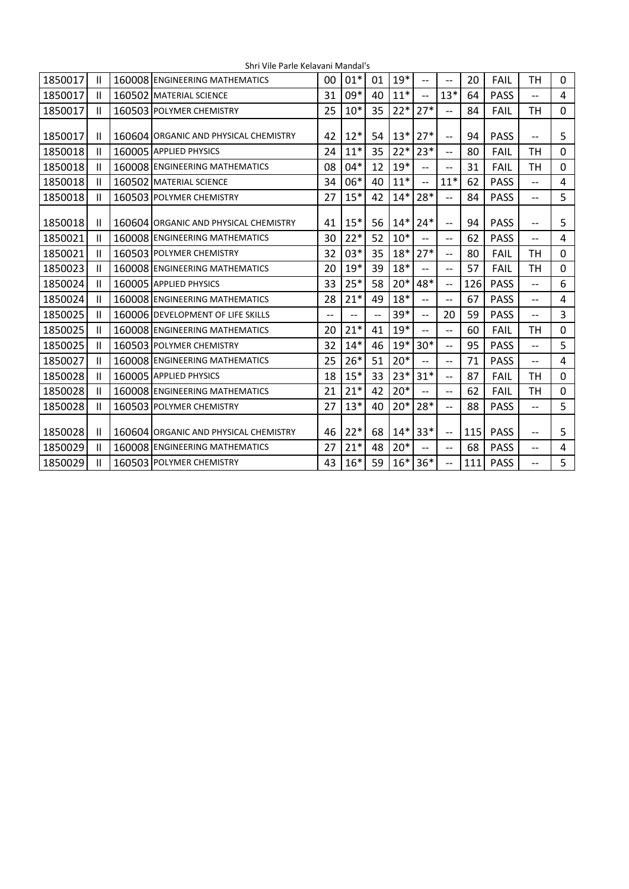Shri Vile Parle Kelavani Mandal's

| | | | | | | | | | | | | | |
|---|---|---|---|---|---|---|---|---|---|---|---|---|---|
| 1850017 | II | 160008 | ENGINEERING MATHEMATICS | 00 | 01* | 01 | 19* | -- | -- | 20 | FAIL | TH | 0 |
| 1850017 | II | 160502 | MATERIAL SCIENCE | 31 | 09* | 40 | 11* | -- | 13* | 64 | PASS | -- | 4 |
| 1850017 | II | 160503 | POLYMER CHEMISTRY | 25 | 10* | 35 | 22* | 27* | -- | 84 | FAIL | TH | 0 |
| 1850017 | II | 160604 | ORGANIC AND PHYSICAL CHEMISTRY | 42 | 12* | 54 | 13* | 27* | -- | 94 | PASS | -- | 5 |
| 1850018 | II | 160005 | APPLIED PHYSICS | 24 | 11* | 35 | 22* | 23* | -- | 80 | FAIL | TH | 0 |
| 1850018 | II | 160008 | ENGINEERING MATHEMATICS | 08 | 04* | 12 | 19* | -- | -- | 31 | FAIL | TH | 0 |
| 1850018 | II | 160502 | MATERIAL SCIENCE | 34 | 06* | 40 | 11* | -- | 11* | 62 | PASS | -- | 4 |
| 1850018 | II | 160503 | POLYMER CHEMISTRY | 27 | 15* | 42 | 14* | 28* | -- | 84 | PASS | -- | 5 |
| 1850018 | II | 160604 | ORGANIC AND PHYSICAL CHEMISTRY | 41 | 15* | 56 | 14* | 24* | -- | 94 | PASS | -- | 5 |
| 1850021 | II | 160008 | ENGINEERING MATHEMATICS | 30 | 22* | 52 | 10* | -- | -- | 62 | PASS | -- | 4 |
| 1850021 | II | 160503 | POLYMER CHEMISTRY | 32 | 03* | 35 | 18* | 27* | -- | 80 | FAIL | TH | 0 |
| 1850023 | II | 160008 | ENGINEERING MATHEMATICS | 20 | 19* | 39 | 18* | -- | -- | 57 | FAIL | TH | 0 |
| 1850024 | II | 160005 | APPLIED PHYSICS | 33 | 25* | 58 | 20* | 48* | -- | 126 | PASS | -- | 6 |
| 1850024 | II | 160008 | ENGINEERING MATHEMATICS | 28 | 21* | 49 | 18* | -- | -- | 67 | PASS | -- | 4 |
| 1850025 | II | 160006 | DEVELOPMENT OF LIFE SKILLS | -- | -- | -- | 39* | -- | 20 | 59 | PASS | -- | 3 |
| 1850025 | II | 160008 | ENGINEERING MATHEMATICS | 20 | 21* | 41 | 19* | -- | -- | 60 | FAIL | TH | 0 |
| 1850025 | II | 160503 | POLYMER CHEMISTRY | 32 | 14* | 46 | 19* | 30* | -- | 95 | PASS | -- | 5 |
| 1850027 | II | 160008 | ENGINEERING MATHEMATICS | 25 | 26* | 51 | 20* | -- | -- | 71 | PASS | -- | 4 |
| 1850028 | II | 160005 | APPLIED PHYSICS | 18 | 15* | 33 | 23* | 31* | -- | 87 | FAIL | TH | 0 |
| 1850028 | II | 160008 | ENGINEERING MATHEMATICS | 21 | 21* | 42 | 20* | -- | -- | 62 | FAIL | TH | 0 |
| 1850028 | II | 160503 | POLYMER CHEMISTRY | 27 | 13* | 40 | 20* | 28* | -- | 88 | PASS | -- | 5 |
| 1850028 | II | 160604 | ORGANIC AND PHYSICAL CHEMISTRY | 46 | 22* | 68 | 14* | 33* | -- | 115 | PASS | -- | 5 |
| 1850029 | II | 160008 | ENGINEERING MATHEMATICS | 27 | 21* | 48 | 20* | -- | -- | 68 | PASS | -- | 4 |
| 1850029 | II | 160503 | POLYMER CHEMISTRY | 43 | 16* | 59 | 16* | 36* | -- | 111 | PASS | -- | 5 |